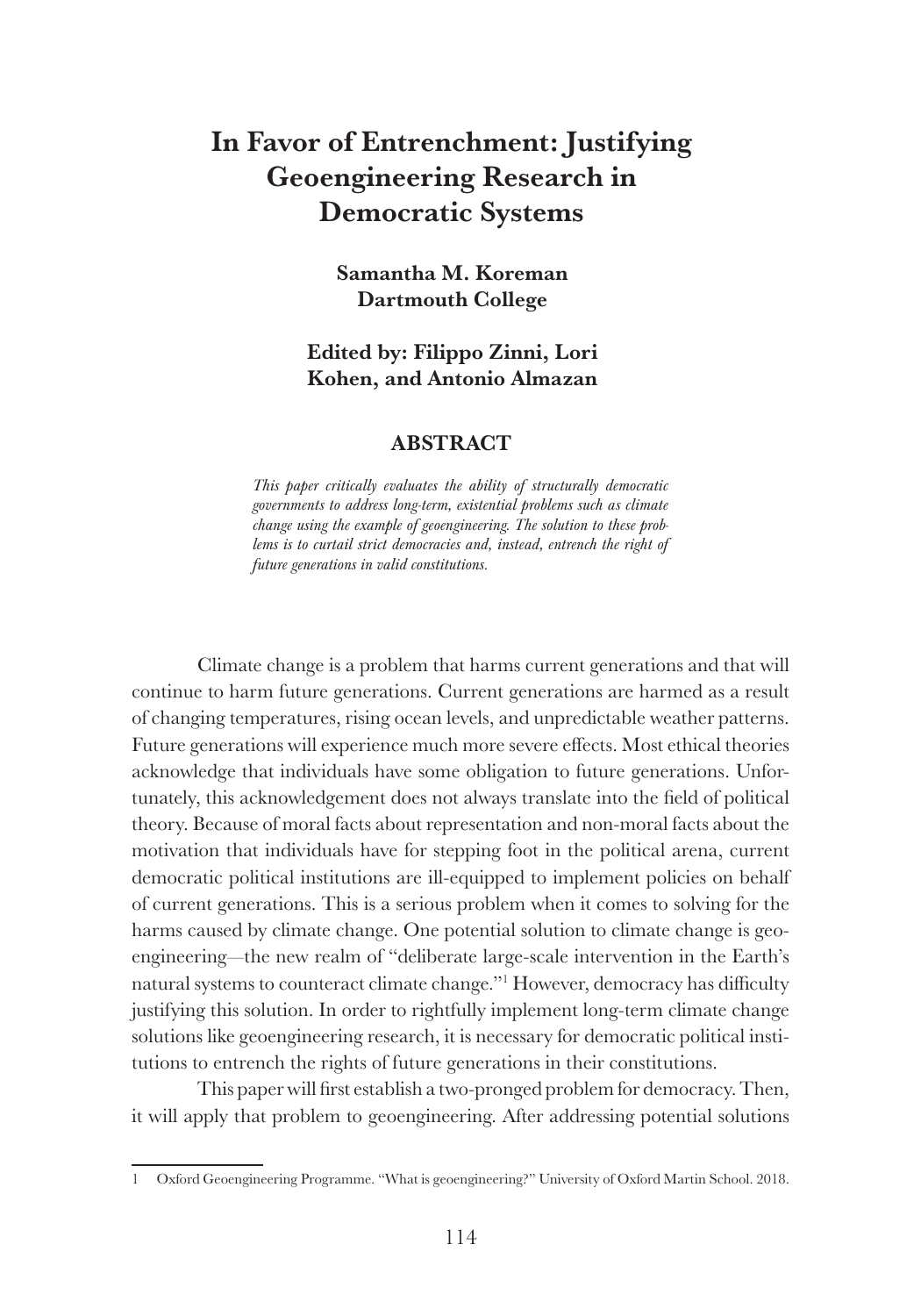# In Favor of Entrenchment: Justifying Geoengineering Research in Democratic Systems

**Samantha M. Koreman**
**Dartmouth College**

**Edited by: Filippo Zinni, Lori Kohen, and Antonio Almazan**

## ABSTRACT

*This paper critically evaluates the ability of structurally democratic governments to address long-term, existential problems such as climate change using the example of geoengineering. The solution to these problems is to curtail strict democracies and, instead, entrench the right of future generations in valid constitutions.*

Climate change is a problem that harms current generations and that will continue to harm future generations. Current generations are harmed as a result of changing temperatures, rising ocean levels, and unpredictable weather patterns. Future generations will experience much more severe effects. Most ethical theories acknowledge that individuals have some obligation to future generations. Unfortunately, this acknowledgement does not always translate into the field of political theory. Because of moral facts about representation and non-moral facts about the motivation that individuals have for stepping foot in the political arena, current democratic political institutions are ill-equipped to implement policies on behalf of current generations. This is a serious problem when it comes to solving for the harms caused by climate change. One potential solution to climate change is geoengineering—the new realm of "deliberate large-scale intervention in the Earth's natural systems to counteract climate change."[1] However, democracy has difficulty justifying this solution. In order to rightfully implement long-term climate change solutions like geoengineering research, it is necessary for democratic political institutions to entrench the rights of future generations in their constitutions.

This paper will first establish a two-pronged problem for democracy. Then, it will apply that problem to geoengineering. After addressing potential solutions

1 Oxford Geoengineering Programme. "What is geoengineering?" University of Oxford Martin School. 2018.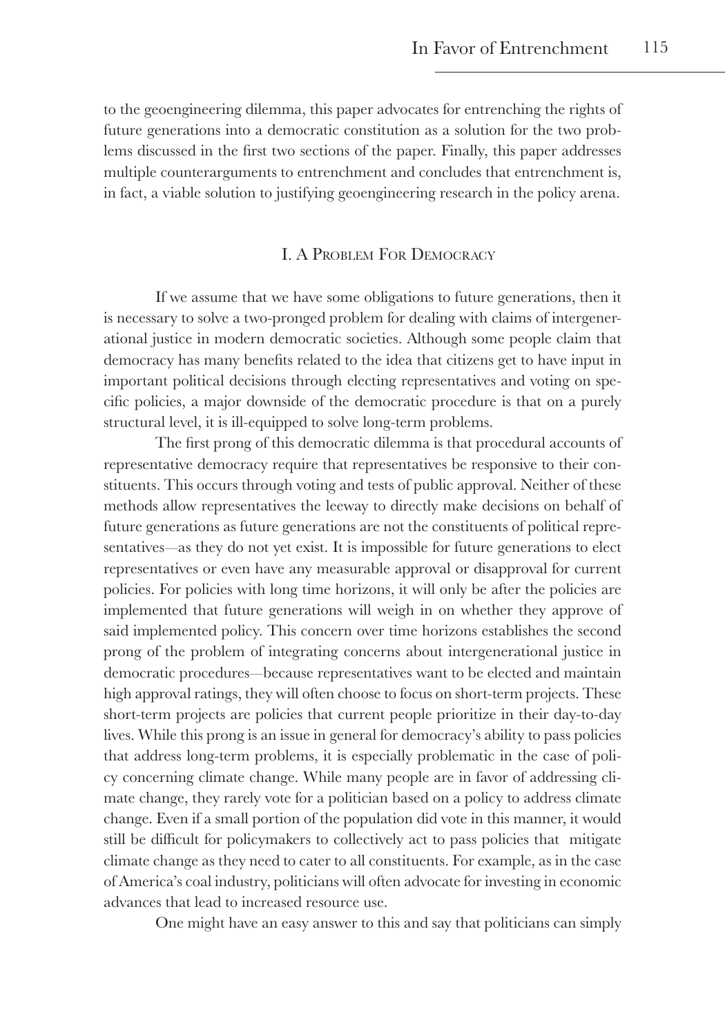to the geoengineering dilemma, this paper advocates for entrenching the rights of future generations into a democratic constitution as a solution for the two problems discussed in the first two sections of the paper. Finally, this paper addresses multiple counterarguments to entrenchment and concludes that entrenchment is, in fact, a viable solution to justifying geoengineering research in the policy arena.

## I. A Problem For Democracy

If we assume that we have some obligations to future generations, then it is necessary to solve a two-pronged problem for dealing with claims of intergenerational justice in modern democratic societies. Although some people claim that democracy has many benefits related to the idea that citizens get to have input in important political decisions through electing representatives and voting on specific policies, a major downside of the democratic procedure is that on a purely structural level, it is ill-equipped to solve long-term problems.

The first prong of this democratic dilemma is that procedural accounts of representative democracy require that representatives be responsive to their constituents. This occurs through voting and tests of public approval. Neither of these methods allow representatives the leeway to directly make decisions on behalf of future generations as future generations are not the constituents of political representatives—as they do not yet exist. It is impossible for future generations to elect representatives or even have any measurable approval or disapproval for current policies. For policies with long time horizons, it will only be after the policies are implemented that future generations will weigh in on whether they approve of said implemented policy. This concern over time horizons establishes the second prong of the problem of integrating concerns about intergenerational justice in democratic procedures—because representatives want to be elected and maintain high approval ratings, they will often choose to focus on short-term projects. These short-term projects are policies that current people prioritize in their day-to-day lives. While this prong is an issue in general for democracy's ability to pass policies that address long-term problems, it is especially problematic in the case of policy concerning climate change. While many people are in favor of addressing climate change, they rarely vote for a politician based on a policy to address climate change. Even if a small portion of the population did vote in this manner, it would still be difficult for policymakers to collectively act to pass policies that mitigate climate change as they need to cater to all constituents. For example, as in the case of America's coal industry, politicians will often advocate for investing in economic advances that lead to increased resource use.

One might have an easy answer to this and say that politicians can simply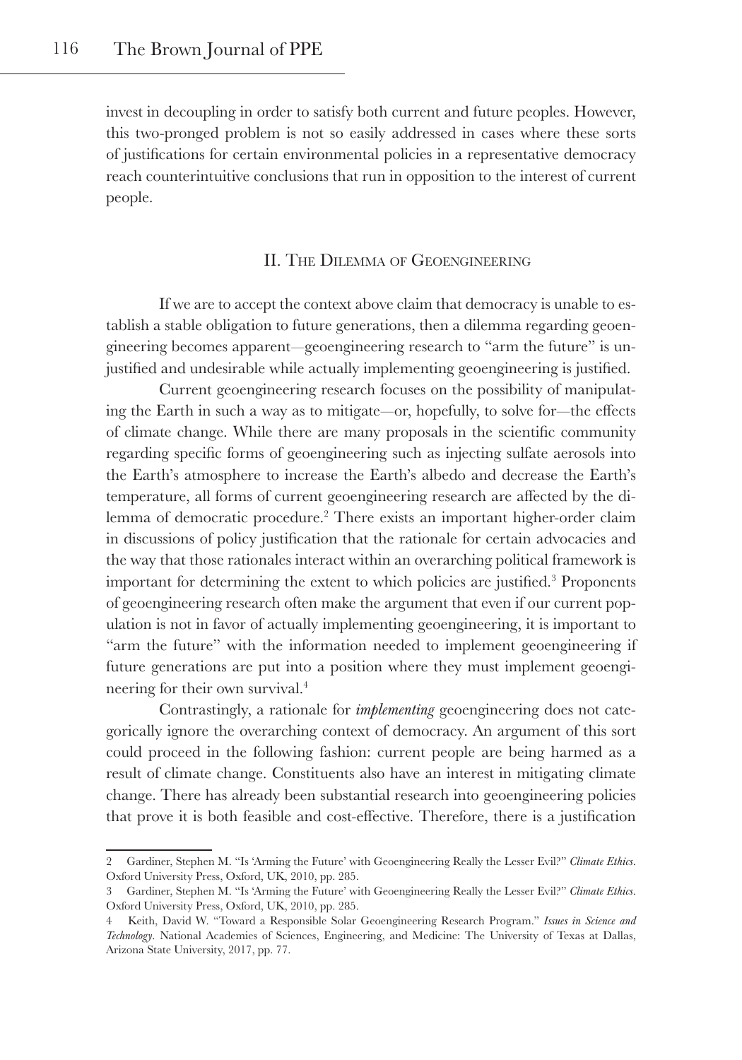invest in decoupling in order to satisfy both current and future peoples. However, this two-pronged problem is not so easily addressed in cases where these sorts of justifications for certain environmental policies in a representative democracy reach counterintuitive conclusions that run in opposition to the interest of current people.

## II. The Dilemma of Geoengineering

If we are to accept the context above claim that democracy is unable to establish a stable obligation to future generations, then a dilemma regarding geoengineering becomes apparent—geoengineering research to "arm the future" is unjustified and undesirable while actually implementing geoengineering is justified.

Current geoengineering research focuses on the possibility of manipulating the Earth in such a way as to mitigate—or, hopefully, to solve for—the effects of climate change. While there are many proposals in the scientific community regarding specific forms of geoengineering such as injecting sulfate aerosols into the Earth's atmosphere to increase the Earth's albedo and decrease the Earth's temperature, all forms of current geoengineering research are affected by the dilemma of democratic procedure.[2] There exists an important higher-order claim in discussions of policy justification that the rationale for certain advocacies and the way that those rationales interact within an overarching political framework is important for determining the extent to which policies are justified.[3] Proponents of geoengineering research often make the argument that even if our current population is not in favor of actually implementing geoengineering, it is important to "arm the future" with the information needed to implement geoengineering if future generations are put into a position where they must implement geoengineering for their own survival.[4]

Contrastingly, a rationale for *implementing* geoengineering does not categorically ignore the overarching context of democracy. An argument of this sort could proceed in the following fashion: current people are being harmed as a result of climate change. Constituents also have an interest in mitigating climate change. There has already been substantial research into geoengineering policies that prove it is both feasible and cost-effective. Therefore, there is a justification

---

2 Gardiner, Stephen M. "Is 'Arming the Future' with Geoengineering Really the Lesser Evil?" *Climate Ethics*. Oxford University Press, Oxford, UK, 2010, pp. 285.

3 Gardiner, Stephen M. "Is 'Arming the Future' with Geoengineering Really the Lesser Evil?" *Climate Ethics*. Oxford University Press, Oxford, UK, 2010, pp. 285.

4 Keith, David W. "Toward a Responsible Solar Geoengineering Research Program." *Issues in Science and Technology*. National Academies of Sciences, Engineering, and Medicine: The University of Texas at Dallas, Arizona State University, 2017, pp. 77.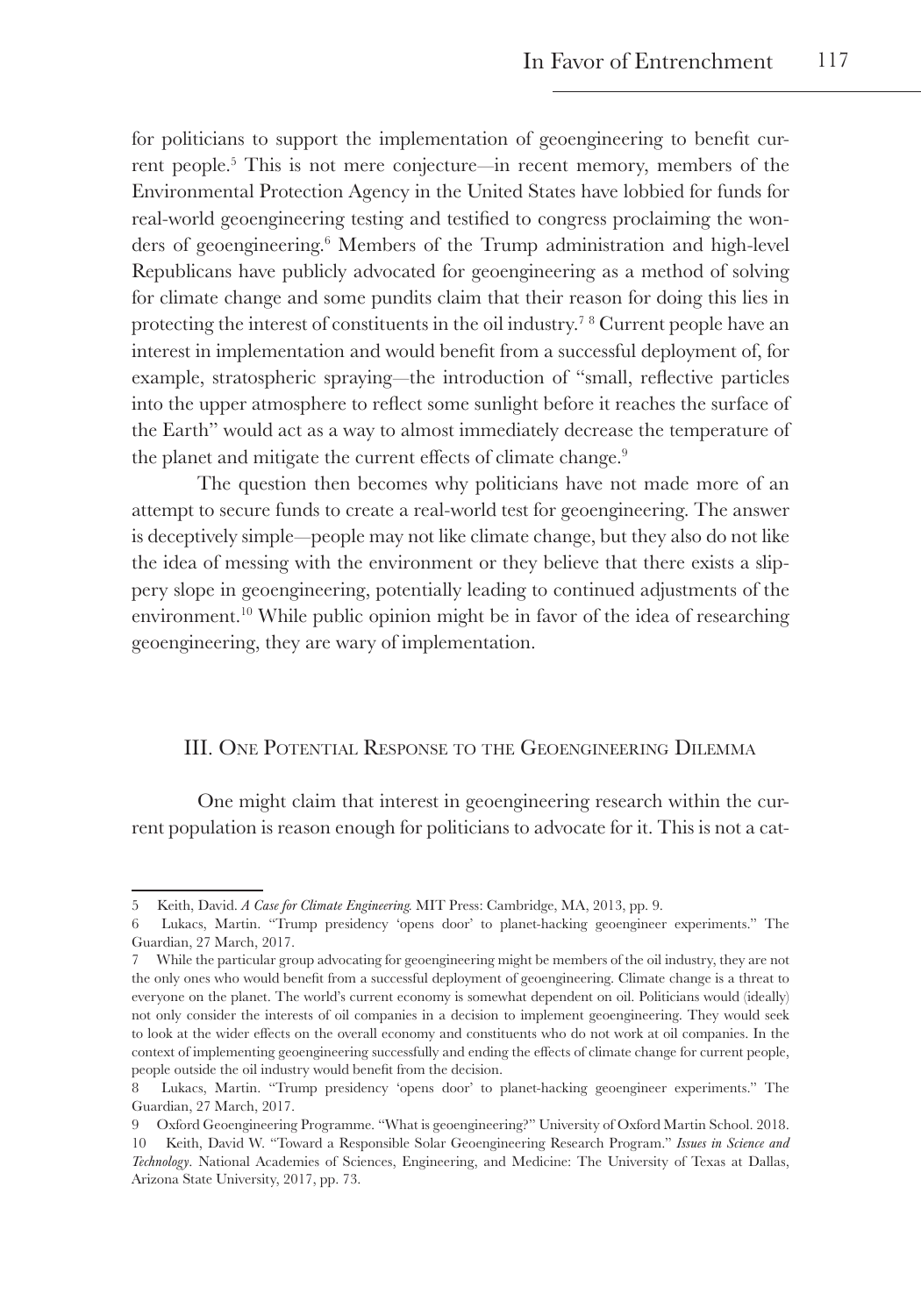for politicians to support the implementation of geoengineering to benefit current people.[5] This is not mere conjecture—in recent memory, members of the Environmental Protection Agency in the United States have lobbied for funds for real-world geoengineering testing and testified to congress proclaiming the wonders of geoengineering.[6] Members of the Trump administration and high-level Republicans have publicly advocated for geoengineering as a method of solving for climate change and some pundits claim that their reason for doing this lies in protecting the interest of constituents in the oil industry.[7] [8] Current people have an interest in implementation and would benefit from a successful deployment of, for example, stratospheric spraying—the introduction of "small, reflective particles into the upper atmosphere to reflect some sunlight before it reaches the surface of the Earth" would act as a way to almost immediately decrease the temperature of the planet and mitigate the current effects of climate change.[9]

The question then becomes why politicians have not made more of an attempt to secure funds to create a real-world test for geoengineering. The answer is deceptively simple—people may not like climate change, but they also do not like the idea of messing with the environment or they believe that there exists a slippery slope in geoengineering, potentially leading to continued adjustments of the environment.[10] While public opinion might be in favor of the idea of researching geoengineering, they are wary of implementation.

## III. One Potential Response to the Geoengineering Dilemma

One might claim that interest in geoengineering research within the current population is reason enough for politicians to advocate for it. This is not a cat-

---

5 Keith, David. *A Case for Climate Engineering.* MIT Press: Cambridge, MA, 2013, pp. 9.

6 Lukacs, Martin. "Trump presidency 'opens door' to planet-hacking geoengineer experiments." The Guardian, 27 March, 2017.

7 While the particular group advocating for geoengineering might be members of the oil industry, they are not the only ones who would benefit from a successful deployment of geoengineering. Climate change is a threat to everyone on the planet. The world's current economy is somewhat dependent on oil. Politicians would (ideally) not only consider the interests of oil companies in a decision to implement geoengineering. They would seek to look at the wider effects on the overall economy and constituents who do not work at oil companies. In the context of implementing geoengineering successfully and ending the effects of climate change for current people, people outside the oil industry would benefit from the decision.

8 Lukacs, Martin. "Trump presidency 'opens door' to planet-hacking geoengineer experiments." The Guardian, 27 March, 2017.

9 Oxford Geoengineering Programme. "What is geoengineering?" University of Oxford Martin School. 2018.

10 Keith, David W. "Toward a Responsible Solar Geoengineering Research Program." *Issues in Science and Technology*. National Academies of Sciences, Engineering, and Medicine: The University of Texas at Dallas, Arizona State University, 2017, pp. 73.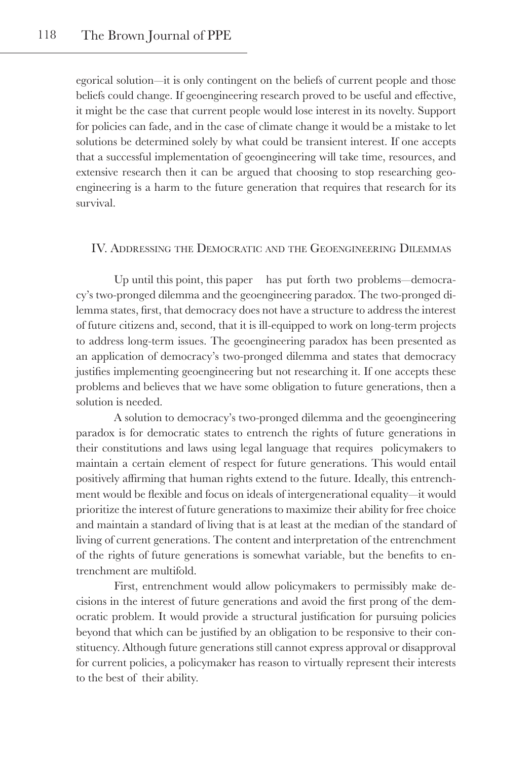egorical solution—it is only contingent on the beliefs of current people and those beliefs could change. If geoengineering research proved to be useful and effective, it might be the case that current people would lose interest in its novelty. Support for policies can fade, and in the case of climate change it would be a mistake to let solutions be determined solely by what could be transient interest. If one accepts that a successful implementation of geoengineering will take time, resources, and extensive research then it can be argued that choosing to stop researching geoengineering is a harm to the future generation that requires that research for its survival.

## IV. Addressing the Democratic and the Geoengineering Dilemmas

Up until this point, this paper has put forth two problems—democracy's two-pronged dilemma and the geoengineering paradox. The two-pronged dilemma states, first, that democracy does not have a structure to address the interest of future citizens and, second, that it is ill-equipped to work on long-term projects to address long-term issues. The geoengineering paradox has been presented as an application of democracy's two-pronged dilemma and states that democracy justifies implementing geoengineering but not researching it. If one accepts these problems and believes that we have some obligation to future generations, then a solution is needed.

A solution to democracy's two-pronged dilemma and the geoengineering paradox is for democratic states to entrench the rights of future generations in their constitutions and laws using legal language that requires policymakers to maintain a certain element of respect for future generations. This would entail positively affirming that human rights extend to the future. Ideally, this entrenchment would be flexible and focus on ideals of intergenerational equality—it would prioritize the interest of future generations to maximize their ability for free choice and maintain a standard of living that is at least at the median of the standard of living of current generations. The content and interpretation of the entrenchment of the rights of future generations is somewhat variable, but the benefits to entrenchment are multifold.

First, entrenchment would allow policymakers to permissibly make decisions in the interest of future generations and avoid the first prong of the democratic problem. It would provide a structural justification for pursuing policies beyond that which can be justified by an obligation to be responsive to their constituency. Although future generations still cannot express approval or disapproval for current policies, a policymaker has reason to virtually represent their interests to the best of their ability.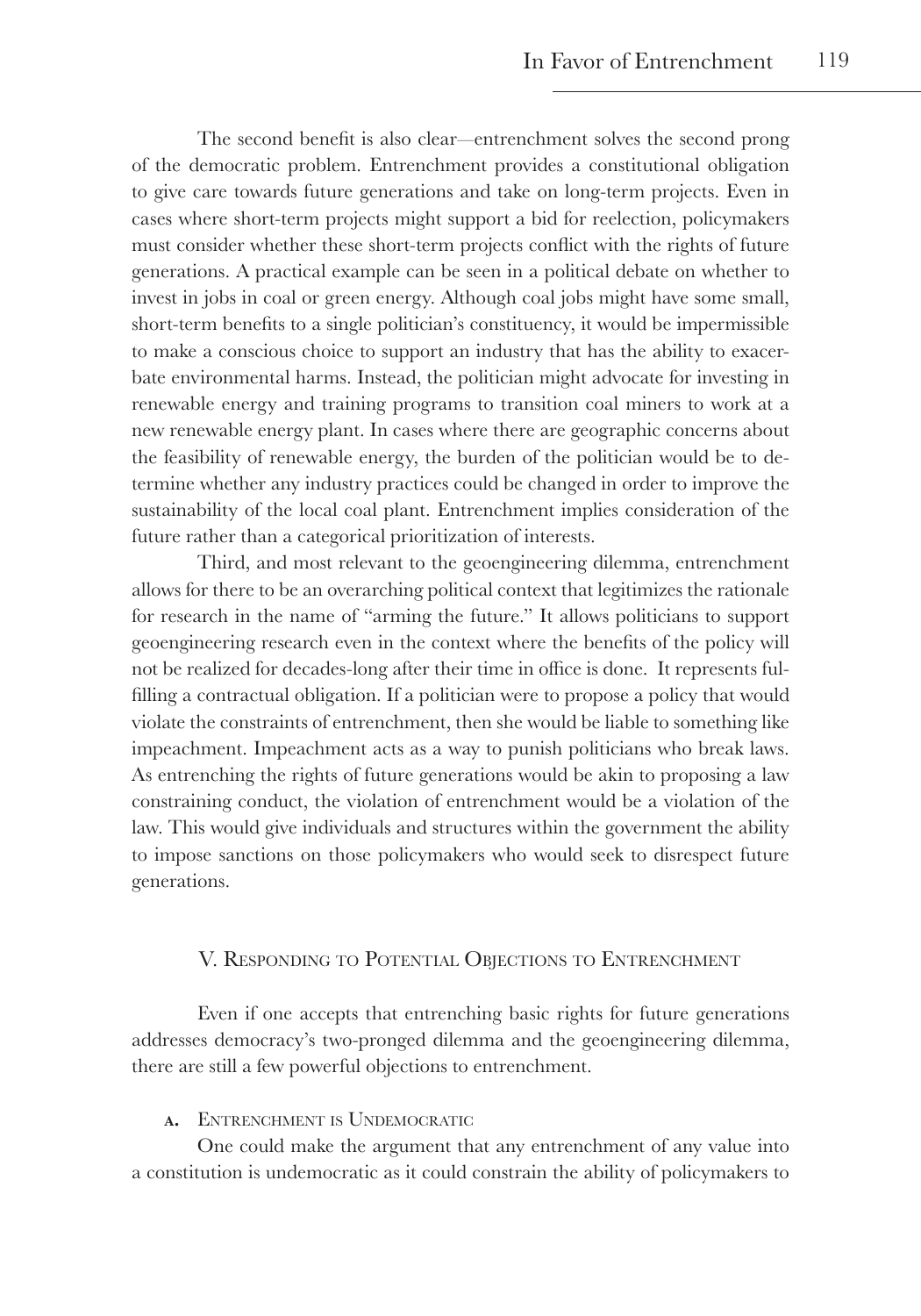The second benefit is also clear—entrenchment solves the second prong of the democratic problem. Entrenchment provides a constitutional obligation to give care towards future generations and take on long-term projects. Even in cases where short-term projects might support a bid for reelection, policymakers must consider whether these short-term projects conflict with the rights of future generations. A practical example can be seen in a political debate on whether to invest in jobs in coal or green energy. Although coal jobs might have some small, short-term benefits to a single politician's constituency, it would be impermissible to make a conscious choice to support an industry that has the ability to exacerbate environmental harms. Instead, the politician might advocate for investing in renewable energy and training programs to transition coal miners to work at a new renewable energy plant. In cases where there are geographic concerns about the feasibility of renewable energy, the burden of the politician would be to determine whether any industry practices could be changed in order to improve the sustainability of the local coal plant. Entrenchment implies consideration of the future rather than a categorical prioritization of interests.

Third, and most relevant to the geoengineering dilemma, entrenchment allows for there to be an overarching political context that legitimizes the rationale for research in the name of "arming the future." It allows politicians to support geoengineering research even in the context where the benefits of the policy will not be realized for decades-long after their time in office is done. It represents fulfilling a contractual obligation. If a politician were to propose a policy that would violate the constraints of entrenchment, then she would be liable to something like impeachment. Impeachment acts as a way to punish politicians who break laws. As entrenching the rights of future generations would be akin to proposing a law constraining conduct, the violation of entrenchment would be a violation of the law. This would give individuals and structures within the government the ability to impose sanctions on those policymakers who would seek to disrespect future generations.

## V. Responding to Potential Objections to Entrenchment

Even if one accepts that entrenching basic rights for future generations addresses democracy's two-pronged dilemma and the geoengineering dilemma, there are still a few powerful objections to entrenchment.

### a. Entrenchment is Undemocratic

One could make the argument that any entrenchment of any value into a constitution is undemocratic as it could constrain the ability of policymakers to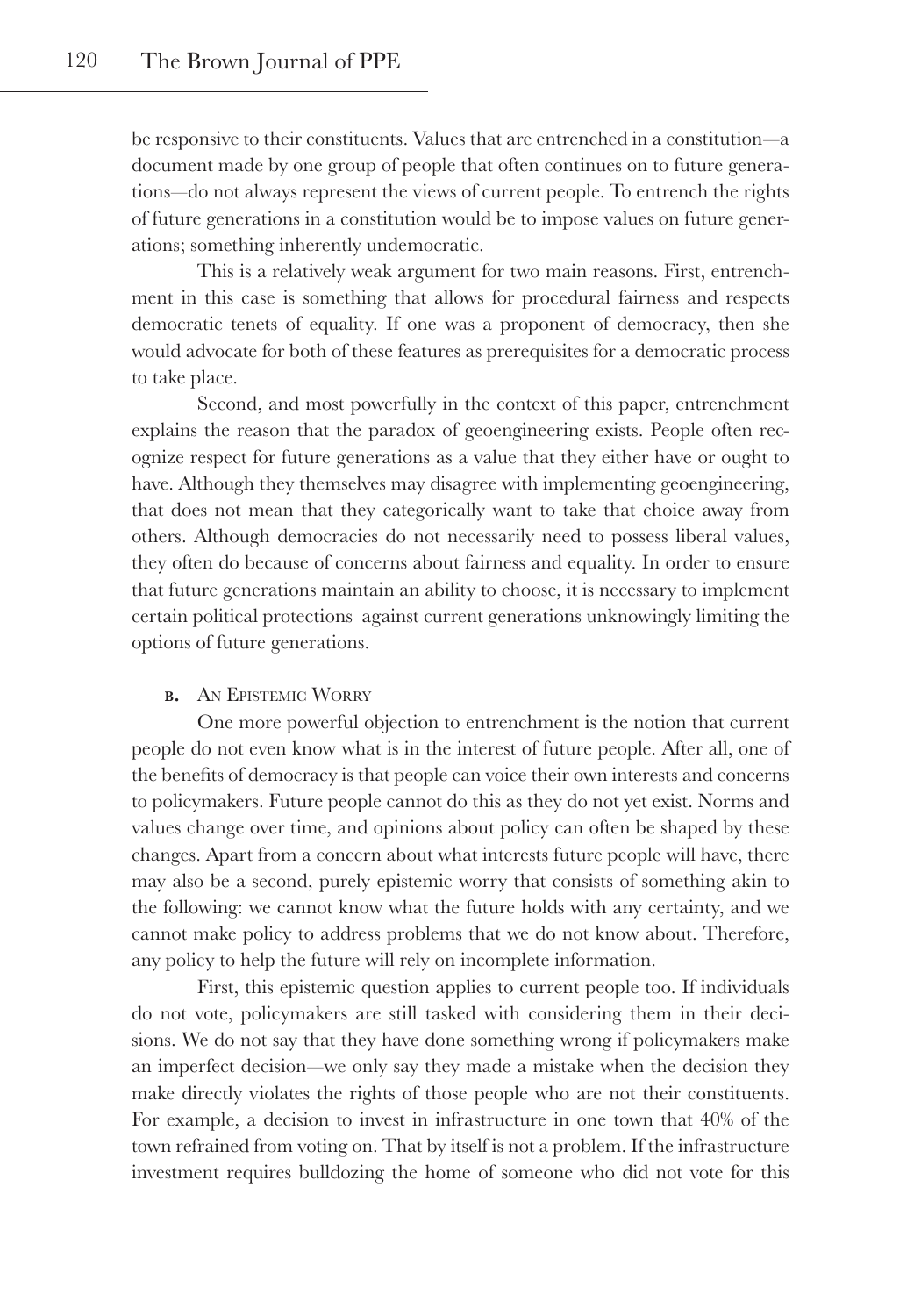be responsive to their constituents. Values that are entrenched in a constitution—a document made by one group of people that often continues on to future generations—do not always represent the views of current people. To entrench the rights of future generations in a constitution would be to impose values on future generations; something inherently undemocratic.

This is a relatively weak argument for two main reasons. First, entrenchment in this case is something that allows for procedural fairness and respects democratic tenets of equality. If one was a proponent of democracy, then she would advocate for both of these features as prerequisites for a democratic process to take place.

Second, and most powerfully in the context of this paper, entrenchment explains the reason that the paradox of geoengineering exists. People often recognize respect for future generations as a value that they either have or ought to have. Although they themselves may disagree with implementing geoengineering, that does not mean that they categorically want to take that choice away from others. Although democracies do not necessarily need to possess liberal values, they often do because of concerns about fairness and equality. In order to ensure that future generations maintain an ability to choose, it is necessary to implement certain political protections against current generations unknowingly limiting the options of future generations.

### B. An Epistemic Worry

One more powerful objection to entrenchment is the notion that current people do not even know what is in the interest of future people. After all, one of the benefits of democracy is that people can voice their own interests and concerns to policymakers. Future people cannot do this as they do not yet exist. Norms and values change over time, and opinions about policy can often be shaped by these changes. Apart from a concern about what interests future people will have, there may also be a second, purely epistemic worry that consists of something akin to the following: we cannot know what the future holds with any certainty, and we cannot make policy to address problems that we do not know about. Therefore, any policy to help the future will rely on incomplete information.

First, this epistemic question applies to current people too. If individuals do not vote, policymakers are still tasked with considering them in their decisions. We do not say that they have done something wrong if policymakers make an imperfect decision—we only say they made a mistake when the decision they make directly violates the rights of those people who are not their constituents. For example, a decision to invest in infrastructure in one town that 40% of the town refrained from voting on. That by itself is not a problem. If the infrastructure investment requires bulldozing the home of someone who did not vote for this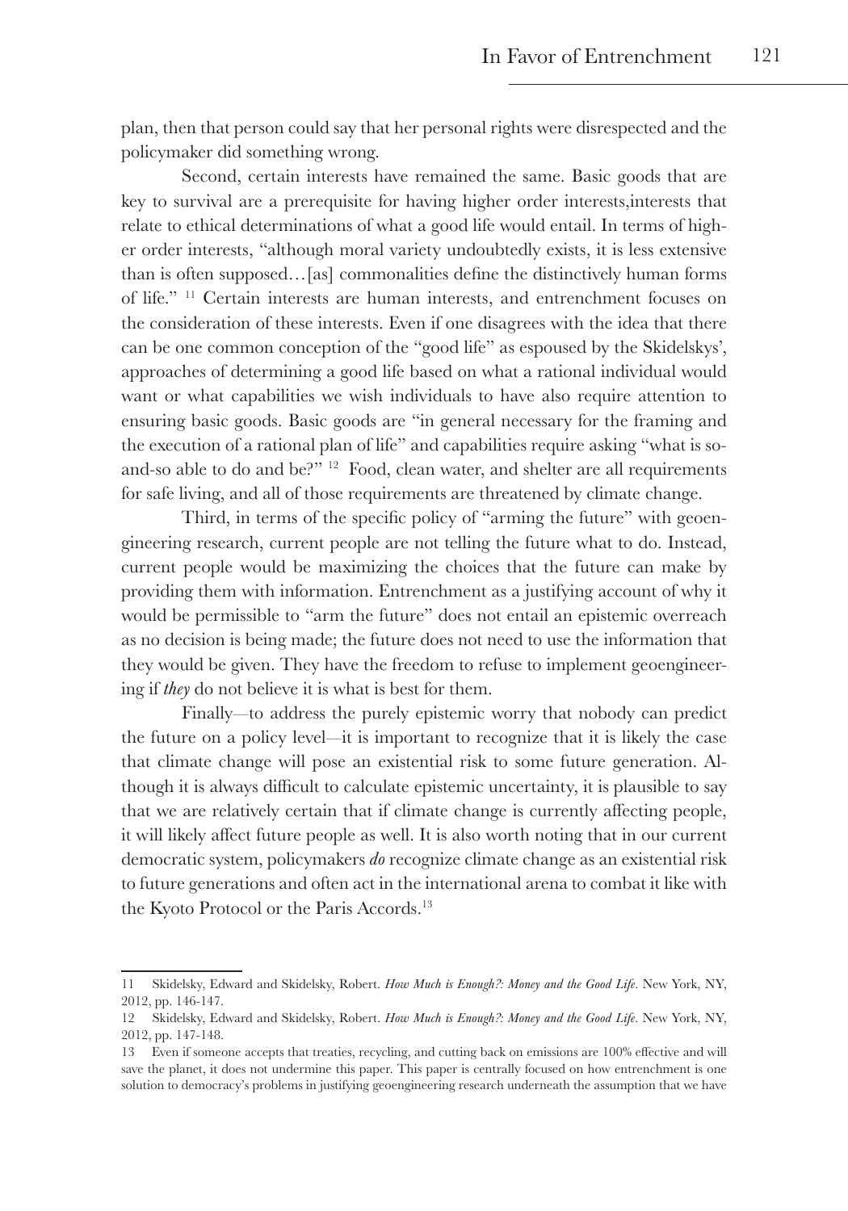plan, then that person could say that her personal rights were disrespected and the policymaker did something wrong.

Second, certain interests have remained the same. Basic goods that are key to survival are a prerequisite for having higher order interests,interests that relate to ethical determinations of what a good life would entail. In terms of higher order interests, "although moral variety undoubtedly exists, it is less extensive than is often supposed…[as] commonalities define the distinctively human forms of life." [11] Certain interests are human interests, and entrenchment focuses on the consideration of these interests. Even if one disagrees with the idea that there can be one common conception of the "good life" as espoused by the Skidelskys', approaches of determining a good life based on what a rational individual would want or what capabilities we wish individuals to have also require attention to ensuring basic goods. Basic goods are "in general necessary for the framing and the execution of a rational plan of life" and capabilities require asking "what is so-and-so able to do and be?" [12] Food, clean water, and shelter are all requirements for safe living, and all of those requirements are threatened by climate change.

Third, in terms of the specific policy of "arming the future" with geoengineering research, current people are not telling the future what to do. Instead, current people would be maximizing the choices that the future can make by providing them with information. Entrenchment as a justifying account of why it would be permissible to "arm the future" does not entail an epistemic overreach as no decision is being made; the future does not need to use the information that they would be given. They have the freedom to refuse to implement geoengineering if *they* do not believe it is what is best for them.

Finally—to address the purely epistemic worry that nobody can predict the future on a policy level—it is important to recognize that it is likely the case that climate change will pose an existential risk to some future generation. Although it is always difficult to calculate epistemic uncertainty, it is plausible to say that we are relatively certain that if climate change is currently affecting people, it will likely affect future people as well. It is also worth noting that in our current democratic system, policymakers *do* recognize climate change as an existential risk to future generations and often act in the international arena to combat it like with the Kyoto Protocol or the Paris Accords.[13]

---

11 Skidelsky, Edward and Skidelsky, Robert. *How Much is Enough?: Money and the Good Life*. New York, NY, 2012, pp. 146-147.

12 Skidelsky, Edward and Skidelsky, Robert. *How Much is Enough?: Money and the Good Life*. New York, NY, 2012, pp. 147-148.

13 Even if someone accepts that treaties, recycling, and cutting back on emissions are 100% effective and will save the planet, it does not undermine this paper. This paper is centrally focused on how entrenchment is one solution to democracy's problems in justifying geoengineering research underneath the assumption that we have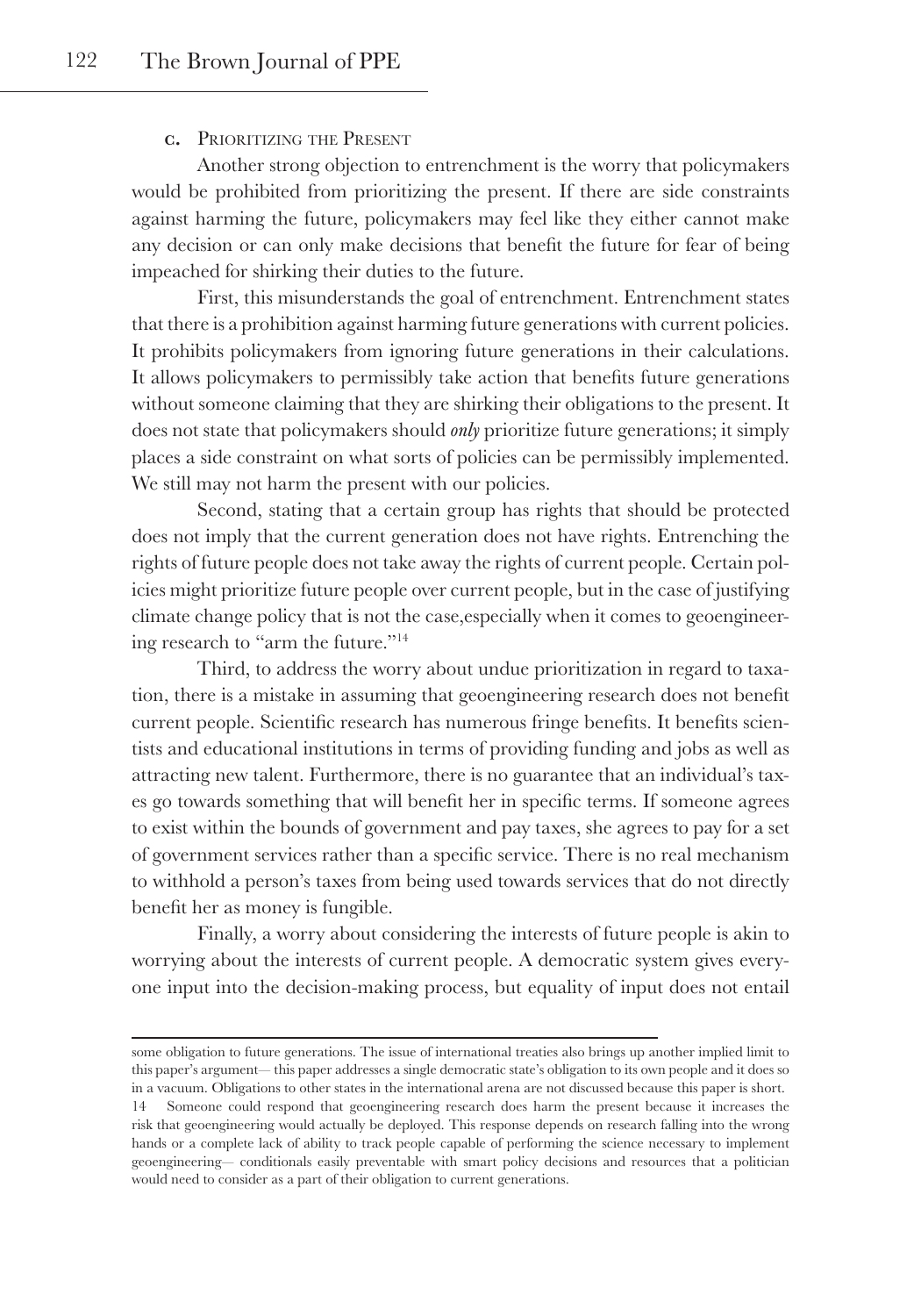### c. Prioritizing the Present

Another strong objection to entrenchment is the worry that policymakers would be prohibited from prioritizing the present. If there are side constraints against harming the future, policymakers may feel like they either cannot make any decision or can only make decisions that benefit the future for fear of being impeached for shirking their duties to the future.

First, this misunderstands the goal of entrenchment. Entrenchment states that there is a prohibition against harming future generations with current policies. It prohibits policymakers from ignoring future generations in their calculations. It allows policymakers to permissibly take action that benefits future generations without someone claiming that they are shirking their obligations to the present. It does not state that policymakers should *only* prioritize future generations; it simply places a side constraint on what sorts of policies can be permissibly implemented. We still may not harm the present with our policies.

Second, stating that a certain group has rights that should be protected does not imply that the current generation does not have rights. Entrenching the rights of future people does not take away the rights of current people. Certain policies might prioritize future people over current people, but in the case of justifying climate change policy that is not the case,especially when it comes to geoengineering research to "arm the future."[14]

Third, to address the worry about undue prioritization in regard to taxation, there is a mistake in assuming that geoengineering research does not benefit current people. Scientific research has numerous fringe benefits. It benefits scientists and educational institutions in terms of providing funding and jobs as well as attracting new talent. Furthermore, there is no guarantee that an individual's taxes go towards something that will benefit her in specific terms. If someone agrees to exist within the bounds of government and pay taxes, she agrees to pay for a set of government services rather than a specific service. There is no real mechanism to withhold a person's taxes from being used towards services that do not directly benefit her as money is fungible.

Finally, a worry about considering the interests of future people is akin to worrying about the interests of current people. A democratic system gives everyone input into the decision-making process, but equality of input does not entail

---

some obligation to future generations. The issue of international treaties also brings up another implied limit to this paper's argument— this paper addresses a single democratic state's obligation to its own people and it does so in a vacuum. Obligations to other states in the international arena are not discussed because this paper is short.

14 Someone could respond that geoengineering research does harm the present because it increases the risk that geoengineering would actually be deployed. This response depends on research falling into the wrong hands or a complete lack of ability to track people capable of performing the science necessary to implement geoengineering— conditionals easily preventable with smart policy decisions and resources that a politician would need to consider as a part of their obligation to current generations.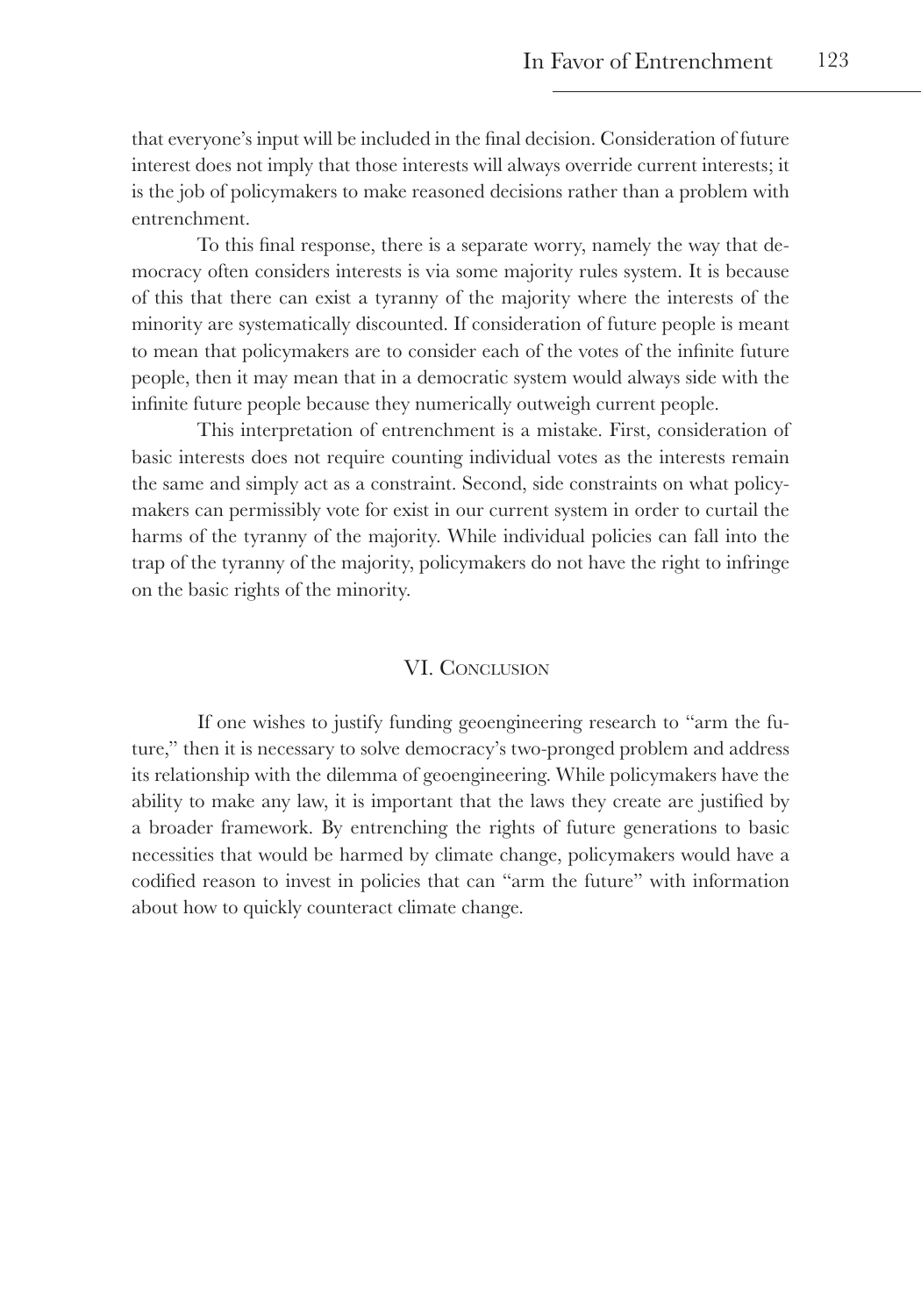that everyone's input will be included in the final decision. Consideration of future interest does not imply that those interests will always override current interests; it is the job of policymakers to make reasoned decisions rather than a problem with entrenchment.

To this final response, there is a separate worry, namely the way that democracy often considers interests is via some majority rules system. It is because of this that there can exist a tyranny of the majority where the interests of the minority are systematically discounted. If consideration of future people is meant to mean that policymakers are to consider each of the votes of the infinite future people, then it may mean that in a democratic system would always side with the infinite future people because they numerically outweigh current people.

This interpretation of entrenchment is a mistake. First, consideration of basic interests does not require counting individual votes as the interests remain the same and simply act as a constraint. Second, side constraints on what policymakers can permissibly vote for exist in our current system in order to curtail the harms of the tyranny of the majority. While individual policies can fall into the trap of the tyranny of the majority, policymakers do not have the right to infringe on the basic rights of the minority.

## VI. Conclusion

If one wishes to justify funding geoengineering research to "arm the future," then it is necessary to solve democracy's two-pronged problem and address its relationship with the dilemma of geoengineering. While policymakers have the ability to make any law, it is important that the laws they create are justified by a broader framework. By entrenching the rights of future generations to basic necessities that would be harmed by climate change, policymakers would have a codified reason to invest in policies that can "arm the future" with information about how to quickly counteract climate change.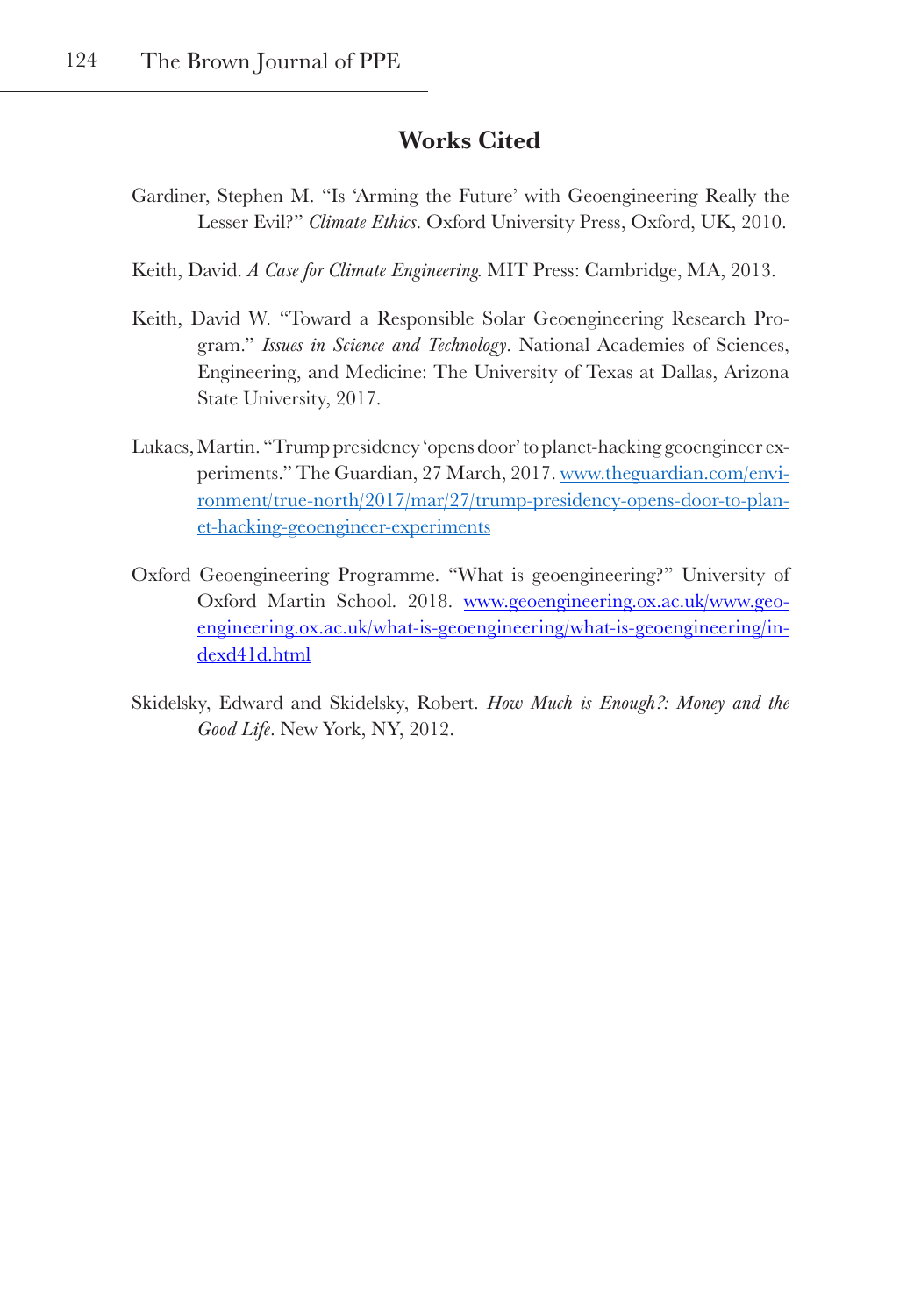## Works Cited

Gardiner, Stephen M. "Is 'Arming the Future' with Geoengineering Really the Lesser Evil?" *Climate Ethics*. Oxford University Press, Oxford, UK, 2010.

Keith, David. *A Case for Climate Engineering.* MIT Press: Cambridge, MA, 2013.

Keith, David W. "Toward a Responsible Solar Geoengineering Research Program." *Issues in Science and Technology*. National Academies of Sciences, Engineering, and Medicine: The University of Texas at Dallas, Arizona State University, 2017.

Lukacs, Martin. "Trump presidency 'opens door' to planet-hacking geoengineer experiments." The Guardian, 27 March, 2017. [www.theguardian.com/environment/true-north/2017/mar/27/trump-presidency-opens-door-to-planet-hacking-geoengineer-experiments](www.theguardian.com/environment/true-north/2017/mar/27/trump-presidency-opens-door-to-planet-hacking-geoengineer-experiments)

Oxford Geoengineering Programme. "What is geoengineering?" University of Oxford Martin School. 2018. [www.geoengineering.ox.ac.uk/www.geoengineering.ox.ac.uk/what-is-geoengineering/what-is-geoengineering/indexd41d.html](www.geoengineering.ox.ac.uk/www.geoengineering.ox.ac.uk/what-is-geoengineering/what-is-geoengineering/indexd41d.html)

Skidelsky, Edward and Skidelsky, Robert. *How Much is Enough?: Money and the Good Life*. New York, NY, 2012.